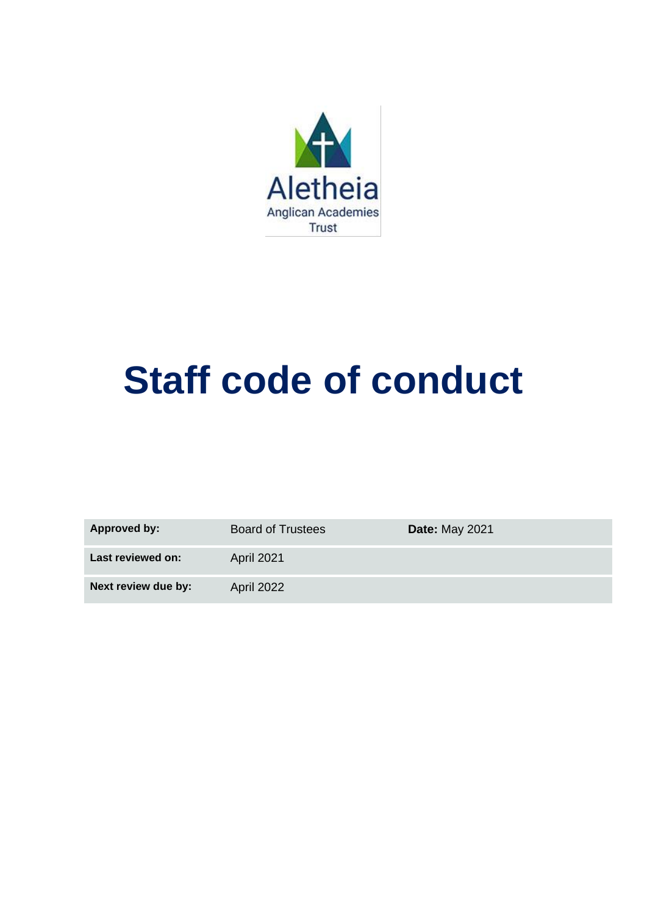Aletheia
Anglican Academies
Trust

# Staff code of conduct

| **Approved by:** | Board of Trustees | **Date:** May 2021 |
|---|---|---|
| **Last reviewed on:** | April 2021 | |
| **Next review due by:** | April 2022 | |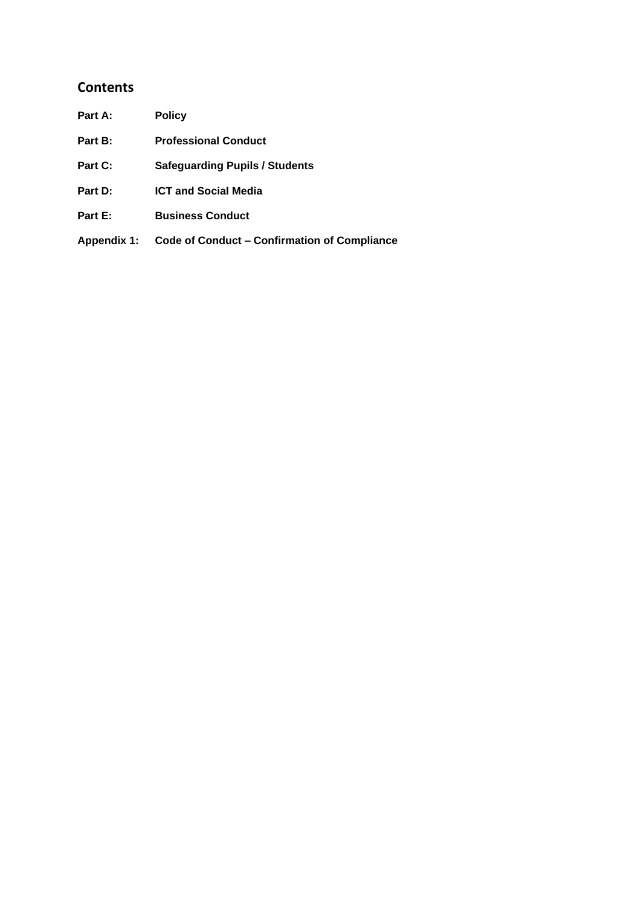## Contents

| | |
|---|---|
| **Part A:** | **Policy** |
| **Part B:** | **Professional Conduct** |
| **Part C:** | **Safeguarding Pupils / Students** |
| **Part D:** | **ICT and Social Media** |
| **Part E:** | **Business Conduct** |
| **Appendix 1:** | **Code of Conduct – Confirmation of Compliance** |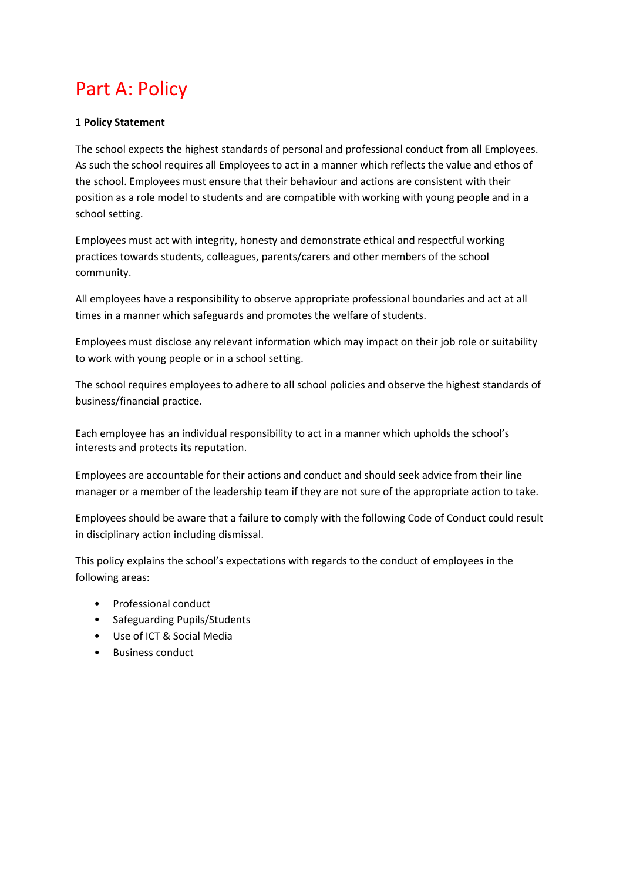# Part A: Policy

**1 Policy Statement**

The school expects the highest standards of personal and professional conduct from all Employees. As such the school requires all Employees to act in a manner which reflects the value and ethos of the school. Employees must ensure that their behaviour and actions are consistent with their position as a role model to students and are compatible with working with young people and in a school setting.

Employees must act with integrity, honesty and demonstrate ethical and respectful working practices towards students, colleagues, parents/carers and other members of the school community.

All employees have a responsibility to observe appropriate professional boundaries and act at all times in a manner which safeguards and promotes the welfare of students.

Employees must disclose any relevant information which may impact on their job role or suitability to work with young people or in a school setting.

The school requires employees to adhere to all school policies and observe the highest standards of business/financial practice.

Each employee has an individual responsibility to act in a manner which upholds the school's interests and protects its reputation.

Employees are accountable for their actions and conduct and should seek advice from their line manager or a member of the leadership team if they are not sure of the appropriate action to take.

Employees should be aware that a failure to comply with the following Code of Conduct could result in disciplinary action including dismissal.

This policy explains the school's expectations with regards to the conduct of employees in the following areas:

- Professional conduct
- Safeguarding Pupils/Students
- Use of ICT & Social Media
- Business conduct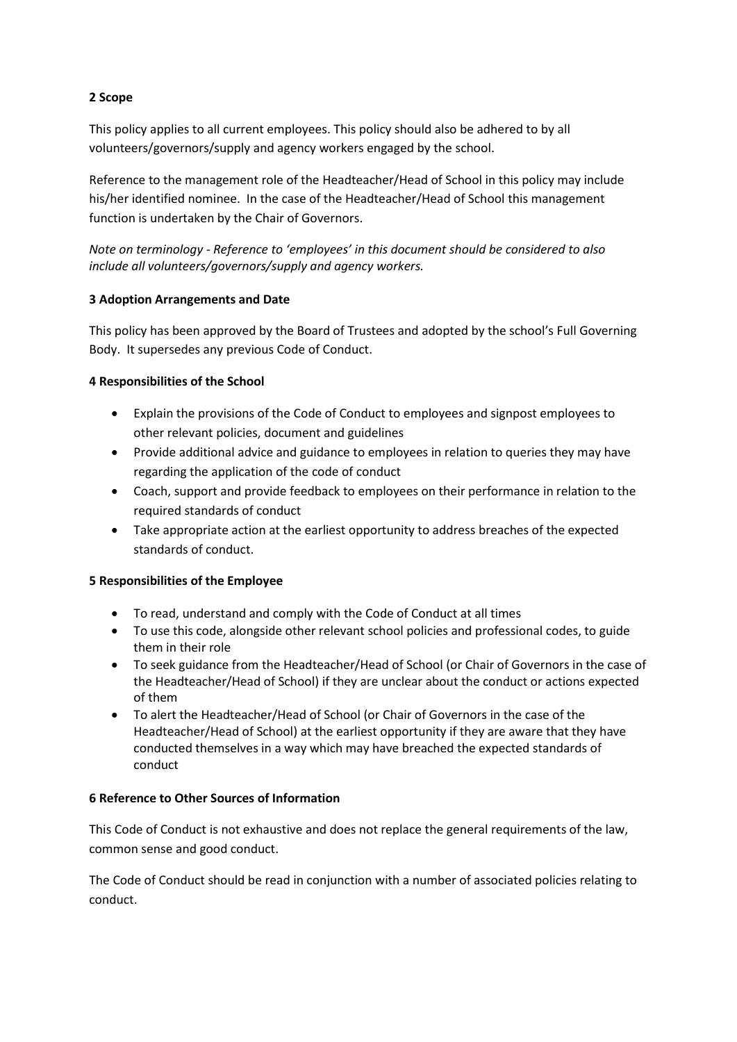**2 Scope**

This policy applies to all current employees. This policy should also be adhered to by all volunteers/governors/supply and agency workers engaged by the school.

Reference to the management role of the Headteacher/Head of School in this policy may include his/her identified nominee. In the case of the Headteacher/Head of School this management function is undertaken by the Chair of Governors.

*Note on terminology - Reference to 'employees' in this document should be considered to also include all volunteers/governors/supply and agency workers.*

**3 Adoption Arrangements and Date**

This policy has been approved by the Board of Trustees and adopted by the school's Full Governing Body. It supersedes any previous Code of Conduct.

**4 Responsibilities of the School**

- Explain the provisions of the Code of Conduct to employees and signpost employees to other relevant policies, document and guidelines
- Provide additional advice and guidance to employees in relation to queries they may have regarding the application of the code of conduct
- Coach, support and provide feedback to employees on their performance in relation to the required standards of conduct
- Take appropriate action at the earliest opportunity to address breaches of the expected standards of conduct.

**5 Responsibilities of the Employee**

- To read, understand and comply with the Code of Conduct at all times
- To use this code, alongside other relevant school policies and professional codes, to guide them in their role
- To seek guidance from the Headteacher/Head of School (or Chair of Governors in the case of the Headteacher/Head of School) if they are unclear about the conduct or actions expected of them
- To alert the Headteacher/Head of School (or Chair of Governors in the case of the Headteacher/Head of School) at the earliest opportunity if they are aware that they have conducted themselves in a way which may have breached the expected standards of conduct

**6 Reference to Other Sources of Information**

This Code of Conduct is not exhaustive and does not replace the general requirements of the law, common sense and good conduct.

The Code of Conduct should be read in conjunction with a number of associated policies relating to conduct.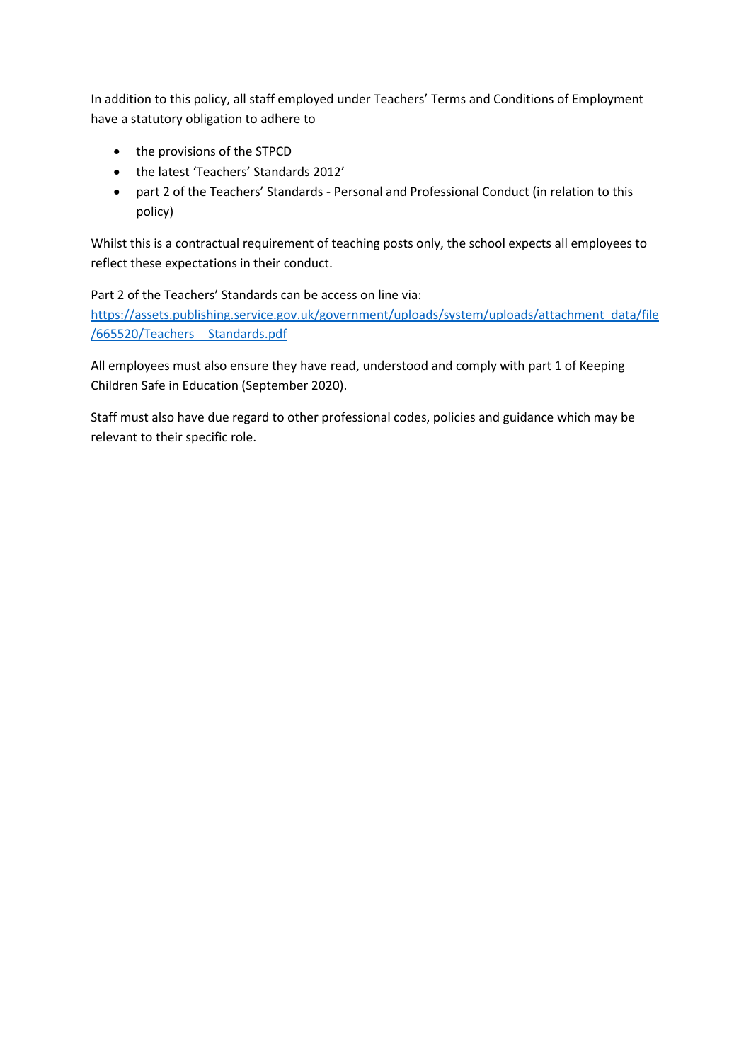In addition to this policy, all staff employed under Teachers' Terms and Conditions of Employment have a statutory obligation to adhere to

- the provisions of the STPCD
- the latest 'Teachers' Standards 2012'
- part 2 of the Teachers' Standards - Personal and Professional Conduct (in relation to this policy)

Whilst this is a contractual requirement of teaching posts only, the school expects all employees to reflect these expectations in their conduct.

Part 2 of the Teachers' Standards can be access on line via: [https://assets.publishing.service.gov.uk/government/uploads/system/uploads/attachment_data/file/665520/Teachers__Standards.pdf](https://assets.publishing.service.gov.uk/government/uploads/system/uploads/attachment_data/file/665520/Teachers__Standards.pdf)

All employees must also ensure they have read, understood and comply with part 1 of Keeping Children Safe in Education (September 2020).

Staff must also have due regard to other professional codes, policies and guidance which may be relevant to their specific role.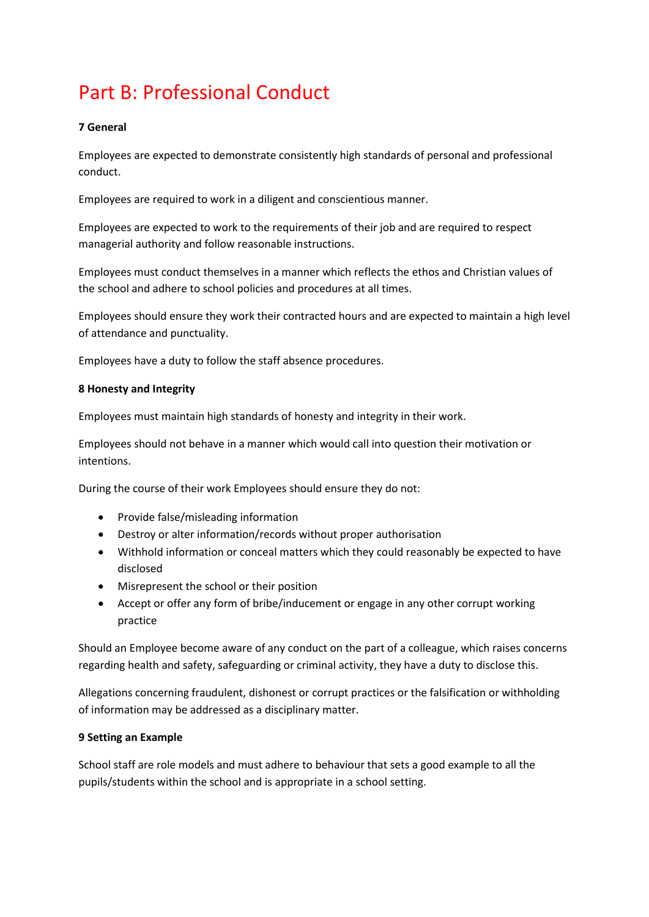# Part B: Professional Conduct

**7 General**

Employees are expected to demonstrate consistently high standards of personal and professional conduct.

Employees are required to work in a diligent and conscientious manner.

Employees are expected to work to the requirements of their job and are required to respect managerial authority and follow reasonable instructions.

Employees must conduct themselves in a manner which reflects the ethos and Christian values of the school and adhere to school policies and procedures at all times.

Employees should ensure they work their contracted hours and are expected to maintain a high level of attendance and punctuality.

Employees have a duty to follow the staff absence procedures.

**8 Honesty and Integrity**

Employees must maintain high standards of honesty and integrity in their work.

Employees should not behave in a manner which would call into question their motivation or intentions.

During the course of their work Employees should ensure they do not:

- Provide false/misleading information
- Destroy or alter information/records without proper authorisation
- Withhold information or conceal matters which they could reasonably be expected to have disclosed
- Misrepresent the school or their position
- Accept or offer any form of bribe/inducement or engage in any other corrupt working practice

Should an Employee become aware of any conduct on the part of a colleague, which raises concerns regarding health and safety, safeguarding or criminal activity, they have a duty to disclose this.

Allegations concerning fraudulent, dishonest or corrupt practices or the falsification or withholding of information may be addressed as a disciplinary matter.

**9 Setting an Example**

School staff are role models and must adhere to behaviour that sets a good example to all the pupils/students within the school and is appropriate in a school setting.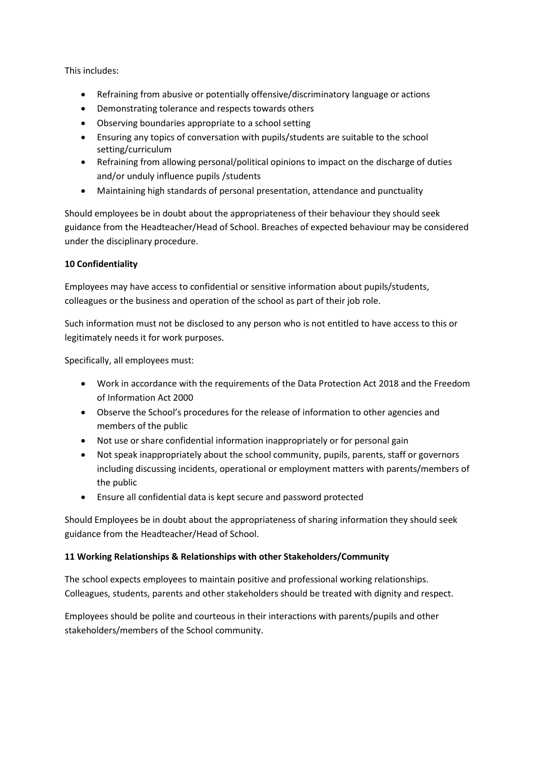This includes:

- Refraining from abusive or potentially offensive/discriminatory language or actions
- Demonstrating tolerance and respects towards others
- Observing boundaries appropriate to a school setting
- Ensuring any topics of conversation with pupils/students are suitable to the school setting/curriculum
- Refraining from allowing personal/political opinions to impact on the discharge of duties and/or unduly influence pupils /students
- Maintaining high standards of personal presentation, attendance and punctuality

Should employees be in doubt about the appropriateness of their behaviour they should seek guidance from the Headteacher/Head of School. Breaches of expected behaviour may be considered under the disciplinary procedure.

**10 Confidentiality**

Employees may have access to confidential or sensitive information about pupils/students, colleagues or the business and operation of the school as part of their job role.

Such information must not be disclosed to any person who is not entitled to have access to this or legitimately needs it for work purposes.

Specifically, all employees must:

- Work in accordance with the requirements of the Data Protection Act 2018 and the Freedom of Information Act 2000
- Observe the School's procedures for the release of information to other agencies and members of the public
- Not use or share confidential information inappropriately or for personal gain
- Not speak inappropriately about the school community, pupils, parents, staff or governors including discussing incidents, operational or employment matters with parents/members of the public
- Ensure all confidential data is kept secure and password protected

Should Employees be in doubt about the appropriateness of sharing information they should seek guidance from the Headteacher/Head of School.

**11 Working Relationships & Relationships with other Stakeholders/Community**

The school expects employees to maintain positive and professional working relationships. Colleagues, students, parents and other stakeholders should be treated with dignity and respect.

Employees should be polite and courteous in their interactions with parents/pupils and other stakeholders/members of the School community.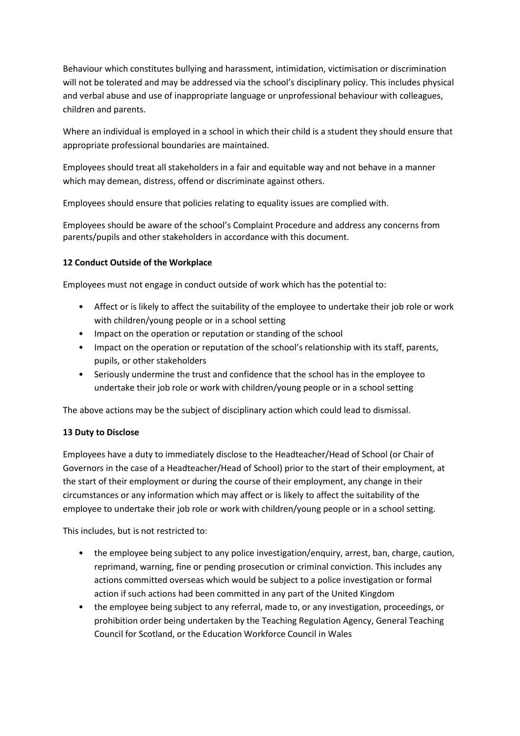Behaviour which constitutes bullying and harassment, intimidation, victimisation or discrimination will not be tolerated and may be addressed via the school's disciplinary policy. This includes physical and verbal abuse and use of inappropriate language or unprofessional behaviour with colleagues, children and parents.

Where an individual is employed in a school in which their child is a student they should ensure that appropriate professional boundaries are maintained.

Employees should treat all stakeholders in a fair and equitable way and not behave in a manner which may demean, distress, offend or discriminate against others.

Employees should ensure that policies relating to equality issues are complied with.

Employees should be aware of the school's Complaint Procedure and address any concerns from parents/pupils and other stakeholders in accordance with this document.

## 12 Conduct Outside of the Workplace

Employees must not engage in conduct outside of work which has the potential to:

- Affect or is likely to affect the suitability of the employee to undertake their job role or work with children/young people or in a school setting
- Impact on the operation or reputation or standing of the school
- Impact on the operation or reputation of the school's relationship with its staff, parents, pupils, or other stakeholders
- Seriously undermine the trust and confidence that the school has in the employee to undertake their job role or work with children/young people or in a school setting

The above actions may be the subject of disciplinary action which could lead to dismissal.

## 13 Duty to Disclose

Employees have a duty to immediately disclose to the Headteacher/Head of School (or Chair of Governors in the case of a Headteacher/Head of School) prior to the start of their employment, at the start of their employment or during the course of their employment, any change in their circumstances or any information which may affect or is likely to affect the suitability of the employee to undertake their job role or work with children/young people or in a school setting.

This includes, but is not restricted to:

- the employee being subject to any police investigation/enquiry, arrest, ban, charge, caution, reprimand, warning, fine or pending prosecution or criminal conviction. This includes any actions committed overseas which would be subject to a police investigation or formal action if such actions had been committed in any part of the United Kingdom
- the employee being subject to any referral, made to, or any investigation, proceedings, or prohibition order being undertaken by the Teaching Regulation Agency, General Teaching Council for Scotland, or the Education Workforce Council in Wales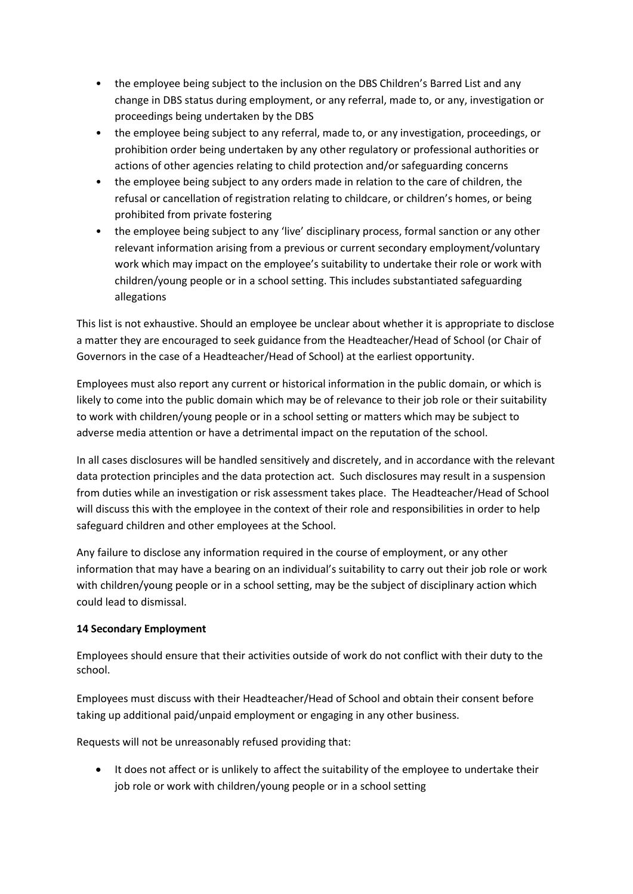- the employee being subject to the inclusion on the DBS Children's Barred List and any change in DBS status during employment, or any referral, made to, or any, investigation or proceedings being undertaken by the DBS
- the employee being subject to any referral, made to, or any investigation, proceedings, or prohibition order being undertaken by any other regulatory or professional authorities or actions of other agencies relating to child protection and/or safeguarding concerns
- the employee being subject to any orders made in relation to the care of children, the refusal or cancellation of registration relating to childcare, or children's homes, or being prohibited from private fostering
- the employee being subject to any 'live' disciplinary process, formal sanction or any other relevant information arising from a previous or current secondary employment/voluntary work which may impact on the employee's suitability to undertake their role or work with children/young people or in a school setting. This includes substantiated safeguarding allegations

This list is not exhaustive. Should an employee be unclear about whether it is appropriate to disclose a matter they are encouraged to seek guidance from the Headteacher/Head of School (or Chair of Governors in the case of a Headteacher/Head of School) at the earliest opportunity.

Employees must also report any current or historical information in the public domain, or which is likely to come into the public domain which may be of relevance to their job role or their suitability to work with children/young people or in a school setting or matters which may be subject to adverse media attention or have a detrimental impact on the reputation of the school.

In all cases disclosures will be handled sensitively and discretely, and in accordance with the relevant data protection principles and the data protection act. Such disclosures may result in a suspension from duties while an investigation or risk assessment takes place. The Headteacher/Head of School will discuss this with the employee in the context of their role and responsibilities in order to help safeguard children and other employees at the School.

Any failure to disclose any information required in the course of employment, or any other information that may have a bearing on an individual's suitability to carry out their job role or work with children/young people or in a school setting, may be the subject of disciplinary action which could lead to dismissal.

**14 Secondary Employment**

Employees should ensure that their activities outside of work do not conflict with their duty to the school.

Employees must discuss with their Headteacher/Head of School and obtain their consent before taking up additional paid/unpaid employment or engaging in any other business.

Requests will not be unreasonably refused providing that:

- It does not affect or is unlikely to affect the suitability of the employee to undertake their job role or work with children/young people or in a school setting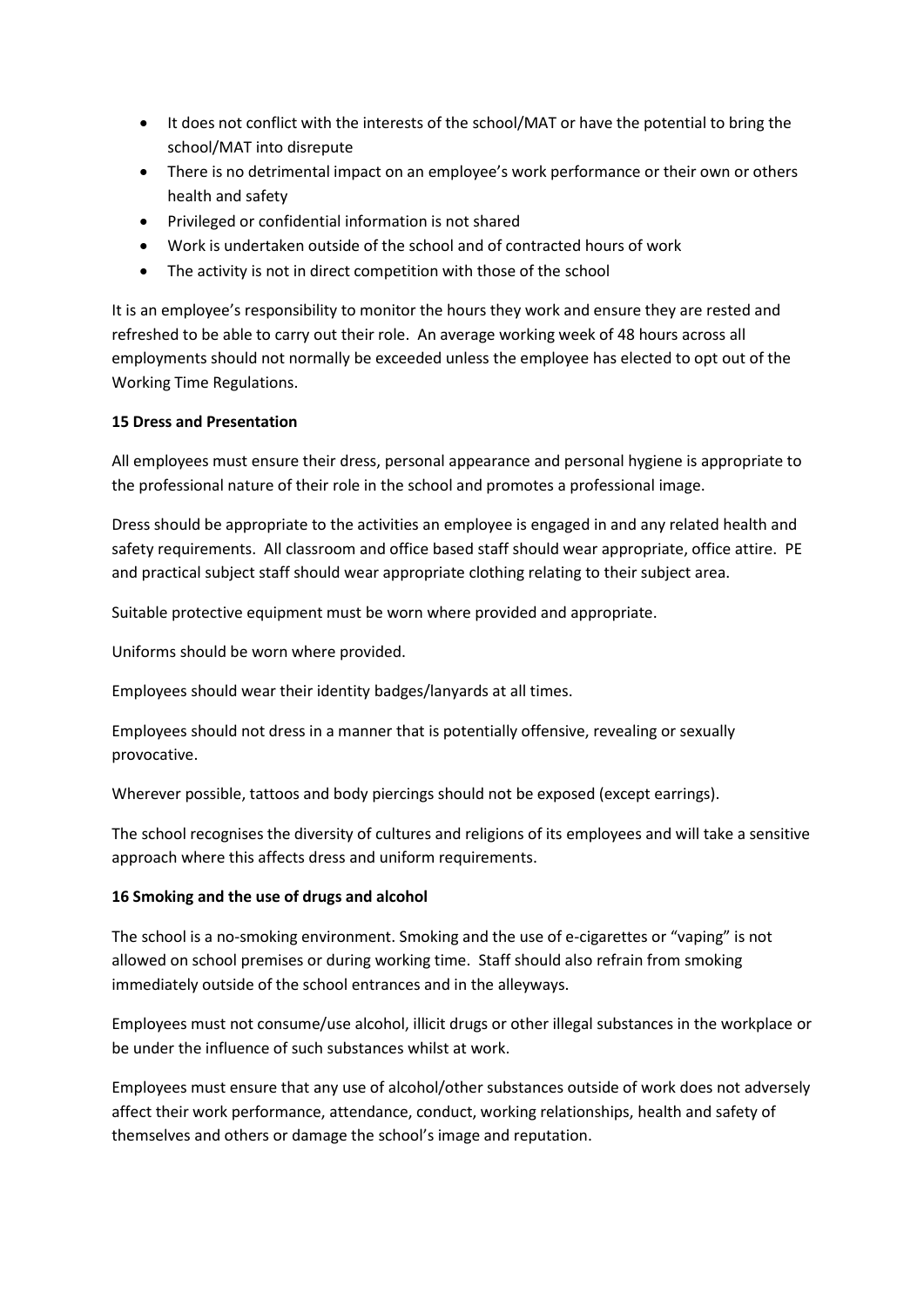- It does not conflict with the interests of the school/MAT or have the potential to bring the school/MAT into disrepute
- There is no detrimental impact on an employee's work performance or their own or others health and safety
- Privileged or confidential information is not shared
- Work is undertaken outside of the school and of contracted hours of work
- The activity is not in direct competition with those of the school

It is an employee's responsibility to monitor the hours they work and ensure they are rested and refreshed to be able to carry out their role. An average working week of 48 hours across all employments should not normally be exceeded unless the employee has elected to opt out of the Working Time Regulations.

**15 Dress and Presentation**

All employees must ensure their dress, personal appearance and personal hygiene is appropriate to the professional nature of their role in the school and promotes a professional image.

Dress should be appropriate to the activities an employee is engaged in and any related health and safety requirements. All classroom and office based staff should wear appropriate, office attire. PE and practical subject staff should wear appropriate clothing relating to their subject area.

Suitable protective equipment must be worn where provided and appropriate.

Uniforms should be worn where provided.

Employees should wear their identity badges/lanyards at all times.

Employees should not dress in a manner that is potentially offensive, revealing or sexually provocative.

Wherever possible, tattoos and body piercings should not be exposed (except earrings).

The school recognises the diversity of cultures and religions of its employees and will take a sensitive approach where this affects dress and uniform requirements.

**16 Smoking and the use of drugs and alcohol**

The school is a no-smoking environment. Smoking and the use of e-cigarettes or "vaping" is not allowed on school premises or during working time. Staff should also refrain from smoking immediately outside of the school entrances and in the alleyways.

Employees must not consume/use alcohol, illicit drugs or other illegal substances in the workplace or be under the influence of such substances whilst at work.

Employees must ensure that any use of alcohol/other substances outside of work does not adversely affect their work performance, attendance, conduct, working relationships, health and safety of themselves and others or damage the school's image and reputation.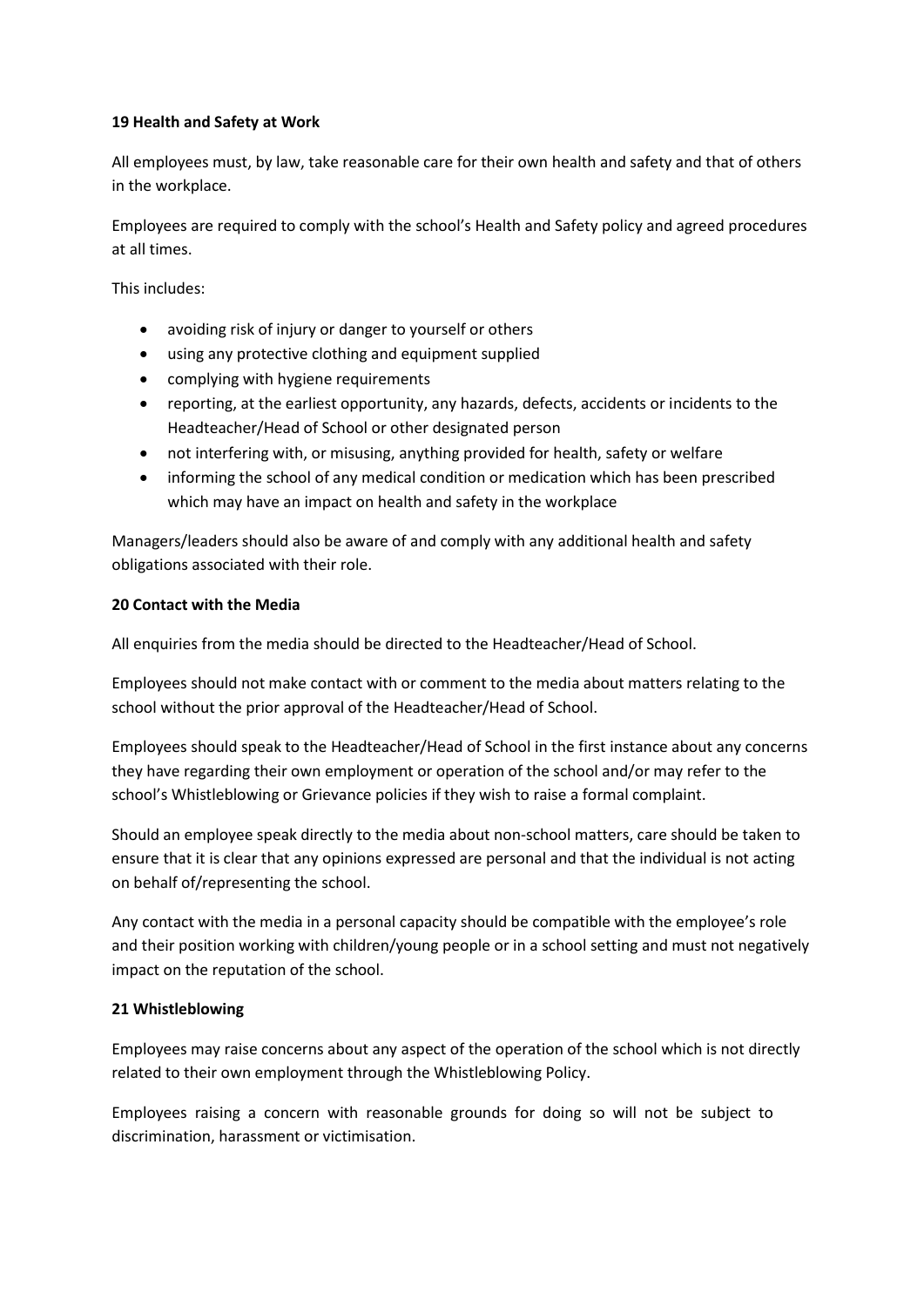**19 Health and Safety at Work**

All employees must, by law, take reasonable care for their own health and safety and that of others in the workplace.

Employees are required to comply with the school's Health and Safety policy and agreed procedures at all times.

This includes:

- avoiding risk of injury or danger to yourself or others
- using any protective clothing and equipment supplied
- complying with hygiene requirements
- reporting, at the earliest opportunity, any hazards, defects, accidents or incidents to the Headteacher/Head of School or other designated person
- not interfering with, or misusing, anything provided for health, safety or welfare
- informing the school of any medical condition or medication which has been prescribed which may have an impact on health and safety in the workplace

Managers/leaders should also be aware of and comply with any additional health and safety obligations associated with their role.

**20 Contact with the Media**

All enquiries from the media should be directed to the Headteacher/Head of School.

Employees should not make contact with or comment to the media about matters relating to the school without the prior approval of the Headteacher/Head of School.

Employees should speak to the Headteacher/Head of School in the first instance about any concerns they have regarding their own employment or operation of the school and/or may refer to the school's Whistleblowing or Grievance policies if they wish to raise a formal complaint.

Should an employee speak directly to the media about non-school matters, care should be taken to ensure that it is clear that any opinions expressed are personal and that the individual is not acting on behalf of/representing the school.

Any contact with the media in a personal capacity should be compatible with the employee's role and their position working with children/young people or in a school setting and must not negatively impact on the reputation of the school.

**21 Whistleblowing**

Employees may raise concerns about any aspect of the operation of the school which is not directly related to their own employment through the Whistleblowing Policy.

Employees raising a concern with reasonable grounds for doing so will not be subject to discrimination, harassment or victimisation.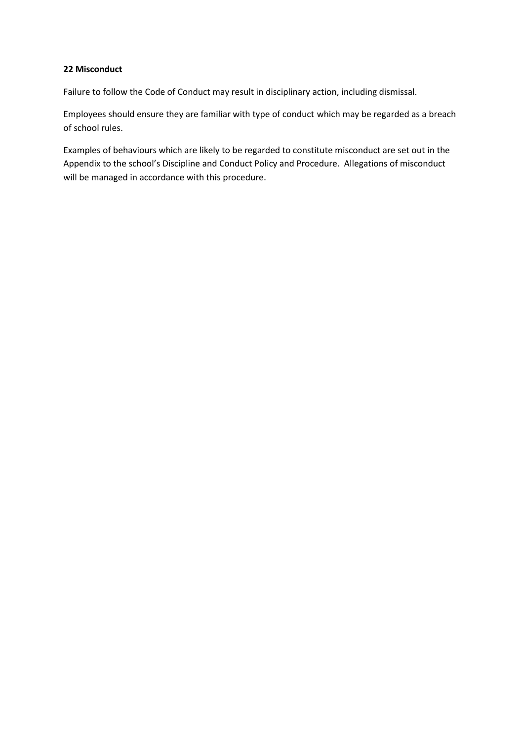## 22 Misconduct

Failure to follow the Code of Conduct may result in disciplinary action, including dismissal.

Employees should ensure they are familiar with type of conduct which may be regarded as a breach of school rules.

Examples of behaviours which are likely to be regarded to constitute misconduct are set out in the Appendix to the school's Discipline and Conduct Policy and Procedure. Allegations of misconduct will be managed in accordance with this procedure.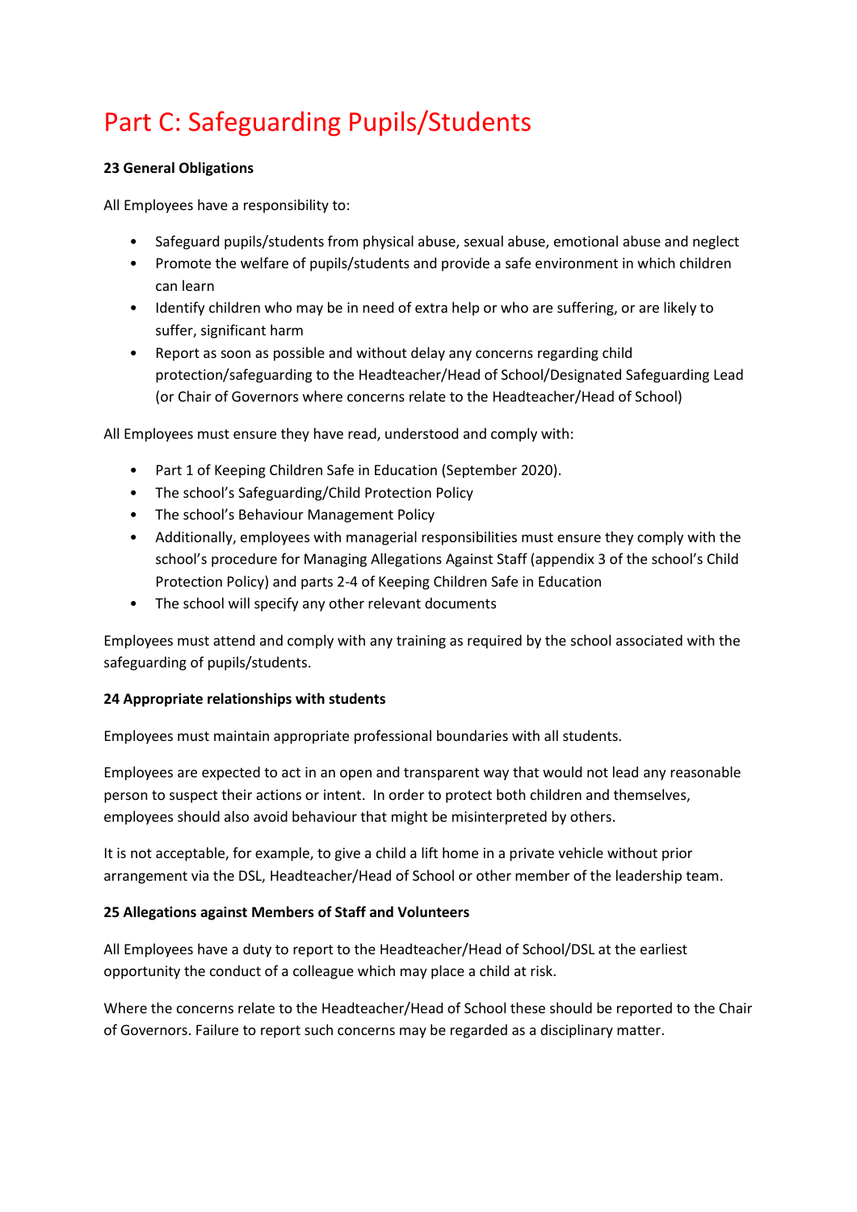# Part C: Safeguarding Pupils/Students

**23 General Obligations**

All Employees have a responsibility to:

- Safeguard pupils/students from physical abuse, sexual abuse, emotional abuse and neglect
- Promote the welfare of pupils/students and provide a safe environment in which children can learn
- Identify children who may be in need of extra help or who are suffering, or are likely to suffer, significant harm
- Report as soon as possible and without delay any concerns regarding child protection/safeguarding to the Headteacher/Head of School/Designated Safeguarding Lead (or Chair of Governors where concerns relate to the Headteacher/Head of School)

All Employees must ensure they have read, understood and comply with:

- Part 1 of Keeping Children Safe in Education (September 2020).
- The school's Safeguarding/Child Protection Policy
- The school's Behaviour Management Policy
- Additionally, employees with managerial responsibilities must ensure they comply with the school's procedure for Managing Allegations Against Staff (appendix 3 of the school's Child Protection Policy) and parts 2-4 of Keeping Children Safe in Education
- The school will specify any other relevant documents

Employees must attend and comply with any training as required by the school associated with the safeguarding of pupils/students.

**24 Appropriate relationships with students**

Employees must maintain appropriate professional boundaries with all students.

Employees are expected to act in an open and transparent way that would not lead any reasonable person to suspect their actions or intent. In order to protect both children and themselves, employees should also avoid behaviour that might be misinterpreted by others.

It is not acceptable, for example, to give a child a lift home in a private vehicle without prior arrangement via the DSL, Headteacher/Head of School or other member of the leadership team.

**25 Allegations against Members of Staff and Volunteers**

All Employees have a duty to report to the Headteacher/Head of School/DSL at the earliest opportunity the conduct of a colleague which may place a child at risk.

Where the concerns relate to the Headteacher/Head of School these should be reported to the Chair of Governors. Failure to report such concerns may be regarded as a disciplinary matter.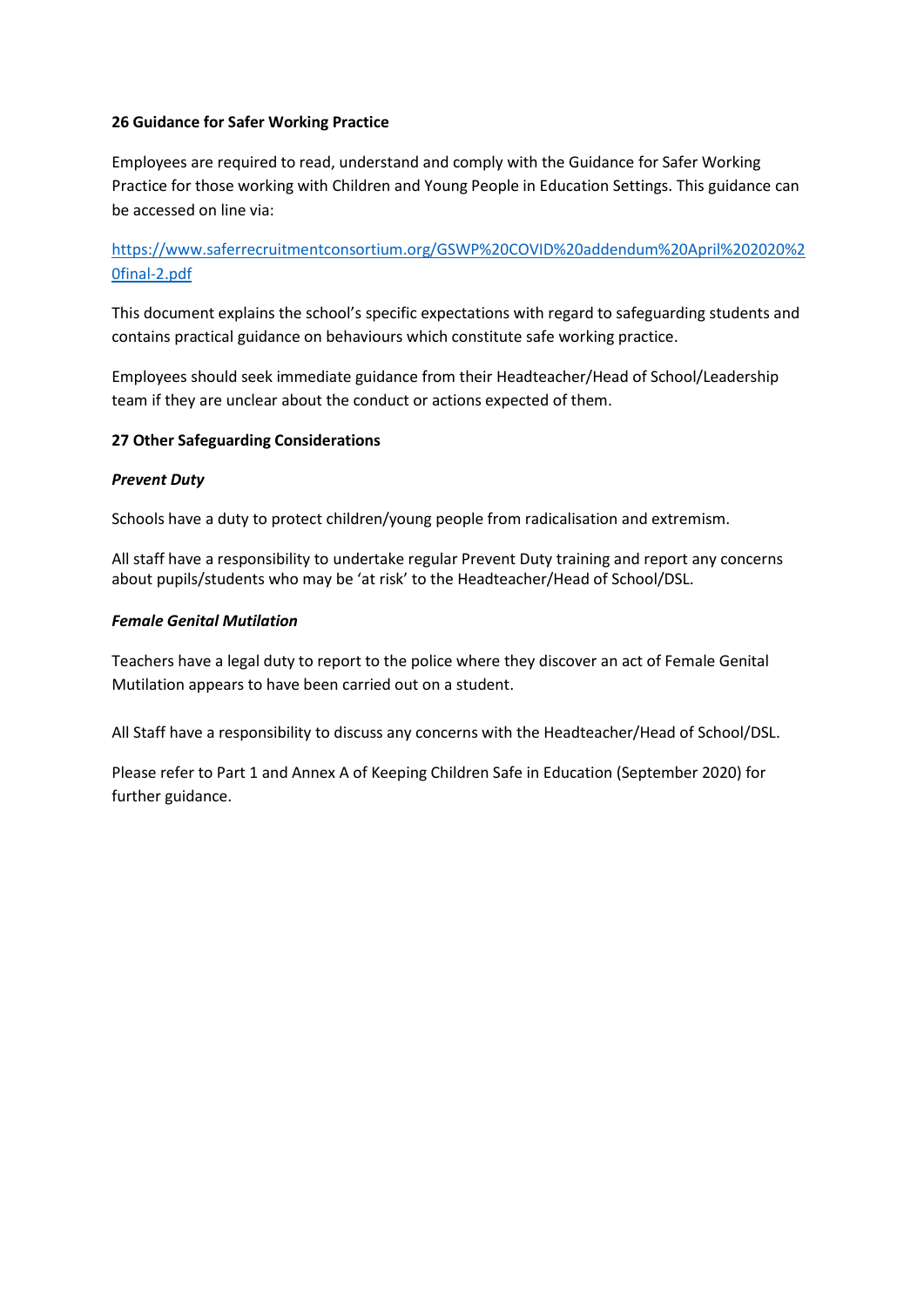**26 Guidance for Safer Working Practice**

Employees are required to read, understand and comply with the Guidance for Safer Working Practice for those working with Children and Young People in Education Settings. This guidance can be accessed on line via:

[https://www.saferrecruitmentconsortium.org/GSWP%20COVID%20addendum%20April%202020%20final-2.pdf](https://www.saferrecruitmentconsortium.org/GSWP%20COVID%20addendum%20April%202020%20final-2.pdf)

This document explains the school's specific expectations with regard to safeguarding students and contains practical guidance on behaviours which constitute safe working practice.

Employees should seek immediate guidance from their Headteacher/Head of School/Leadership team if they are unclear about the conduct or actions expected of them.

**27 Other Safeguarding Considerations**

***Prevent Duty***

Schools have a duty to protect children/young people from radicalisation and extremism.

All staff have a responsibility to undertake regular Prevent Duty training and report any concerns about pupils/students who may be 'at risk' to the Headteacher/Head of School/DSL.

***Female Genital Mutilation***

Teachers have a legal duty to report to the police where they discover an act of Female Genital Mutilation appears to have been carried out on a student.

All Staff have a responsibility to discuss any concerns with the Headteacher/Head of School/DSL.

Please refer to Part 1 and Annex A of Keeping Children Safe in Education (September 2020) for further guidance.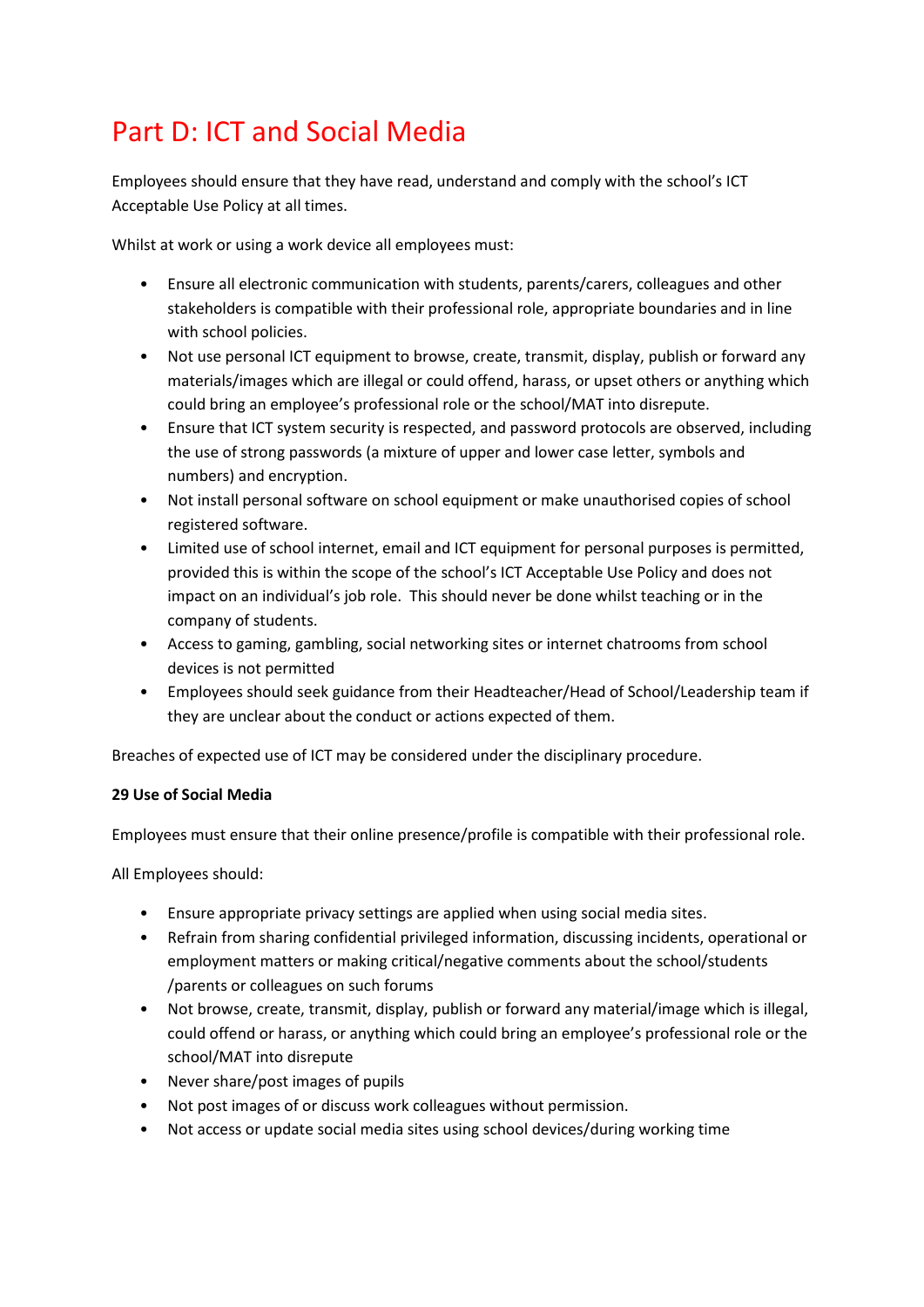# Part D: ICT and Social Media

Employees should ensure that they have read, understand and comply with the school's ICT Acceptable Use Policy at all times.

Whilst at work or using a work device all employees must:

- Ensure all electronic communication with students, parents/carers, colleagues and other stakeholders is compatible with their professional role, appropriate boundaries and in line with school policies.
- Not use personal ICT equipment to browse, create, transmit, display, publish or forward any materials/images which are illegal or could offend, harass, or upset others or anything which could bring an employee's professional role or the school/MAT into disrepute.
- Ensure that ICT system security is respected, and password protocols are observed, including the use of strong passwords (a mixture of upper and lower case letter, symbols and numbers) and encryption.
- Not install personal software on school equipment or make unauthorised copies of school registered software.
- Limited use of school internet, email and ICT equipment for personal purposes is permitted, provided this is within the scope of the school's ICT Acceptable Use Policy and does not impact on an individual's job role. This should never be done whilst teaching or in the company of students.
- Access to gaming, gambling, social networking sites or internet chatrooms from school devices is not permitted
- Employees should seek guidance from their Headteacher/Head of School/Leadership team if they are unclear about the conduct or actions expected of them.

Breaches of expected use of ICT may be considered under the disciplinary procedure.

**29 Use of Social Media**

Employees must ensure that their online presence/profile is compatible with their professional role.

All Employees should:

- Ensure appropriate privacy settings are applied when using social media sites.
- Refrain from sharing confidential privileged information, discussing incidents, operational or employment matters or making critical/negative comments about the school/students /parents or colleagues on such forums
- Not browse, create, transmit, display, publish or forward any material/image which is illegal, could offend or harass, or anything which could bring an employee's professional role or the school/MAT into disrepute
- Never share/post images of pupils
- Not post images of or discuss work colleagues without permission.
- Not access or update social media sites using school devices/during working time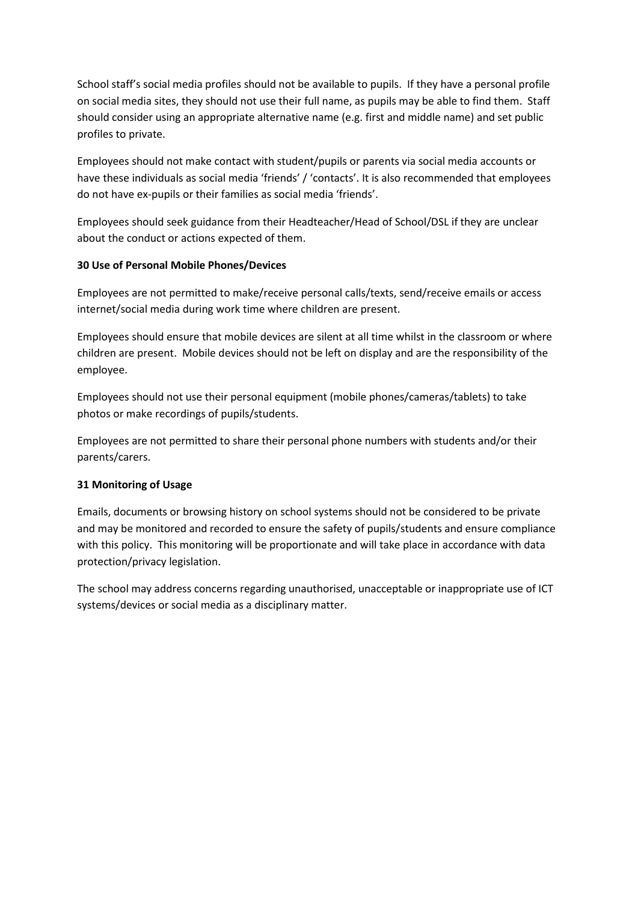School staff's social media profiles should not be available to pupils. If they have a personal profile on social media sites, they should not use their full name, as pupils may be able to find them. Staff should consider using an appropriate alternative name (e.g. first and middle name) and set public profiles to private.

Employees should not make contact with student/pupils or parents via social media accounts or have these individuals as social media 'friends' / 'contacts'. It is also recommended that employees do not have ex-pupils or their families as social media 'friends'.

Employees should seek guidance from their Headteacher/Head of School/DSL if they are unclear about the conduct or actions expected of them.

**30 Use of Personal Mobile Phones/Devices**

Employees are not permitted to make/receive personal calls/texts, send/receive emails or access internet/social media during work time where children are present.

Employees should ensure that mobile devices are silent at all time whilst in the classroom or where children are present. Mobile devices should not be left on display and are the responsibility of the employee.

Employees should not use their personal equipment (mobile phones/cameras/tablets) to take photos or make recordings of pupils/students.

Employees are not permitted to share their personal phone numbers with students and/or their parents/carers.

**31 Monitoring of Usage**

Emails, documents or browsing history on school systems should not be considered to be private and may be monitored and recorded to ensure the safety of pupils/students and ensure compliance with this policy. This monitoring will be proportionate and will take place in accordance with data protection/privacy legislation.

The school may address concerns regarding unauthorised, unacceptable or inappropriate use of ICT systems/devices or social media as a disciplinary matter.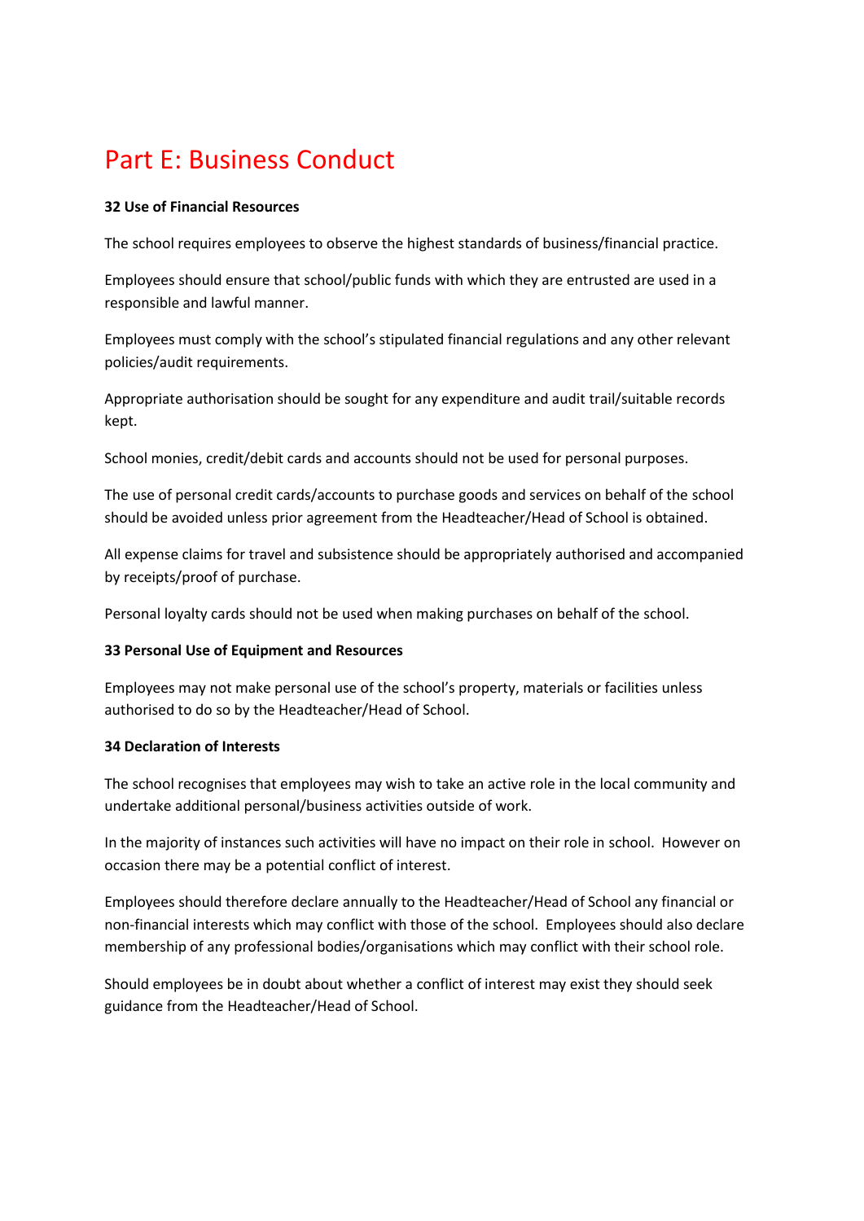# Part E: Business Conduct

**32 Use of Financial Resources**

The school requires employees to observe the highest standards of business/financial practice.

Employees should ensure that school/public funds with which they are entrusted are used in a responsible and lawful manner.

Employees must comply with the school's stipulated financial regulations and any other relevant policies/audit requirements.

Appropriate authorisation should be sought for any expenditure and audit trail/suitable records kept.

School monies, credit/debit cards and accounts should not be used for personal purposes.

The use of personal credit cards/accounts to purchase goods and services on behalf of the school should be avoided unless prior agreement from the Headteacher/Head of School is obtained.

All expense claims for travel and subsistence should be appropriately authorised and accompanied by receipts/proof of purchase.

Personal loyalty cards should not be used when making purchases on behalf of the school.

**33 Personal Use of Equipment and Resources**

Employees may not make personal use of the school's property, materials or facilities unless authorised to do so by the Headteacher/Head of School.

**34 Declaration of Interests**

The school recognises that employees may wish to take an active role in the local community and undertake additional personal/business activities outside of work.

In the majority of instances such activities will have no impact on their role in school. However on occasion there may be a potential conflict of interest.

Employees should therefore declare annually to the Headteacher/Head of School any financial or non-financial interests which may conflict with those of the school. Employees should also declare membership of any professional bodies/organisations which may conflict with their school role.

Should employees be in doubt about whether a conflict of interest may exist they should seek guidance from the Headteacher/Head of School.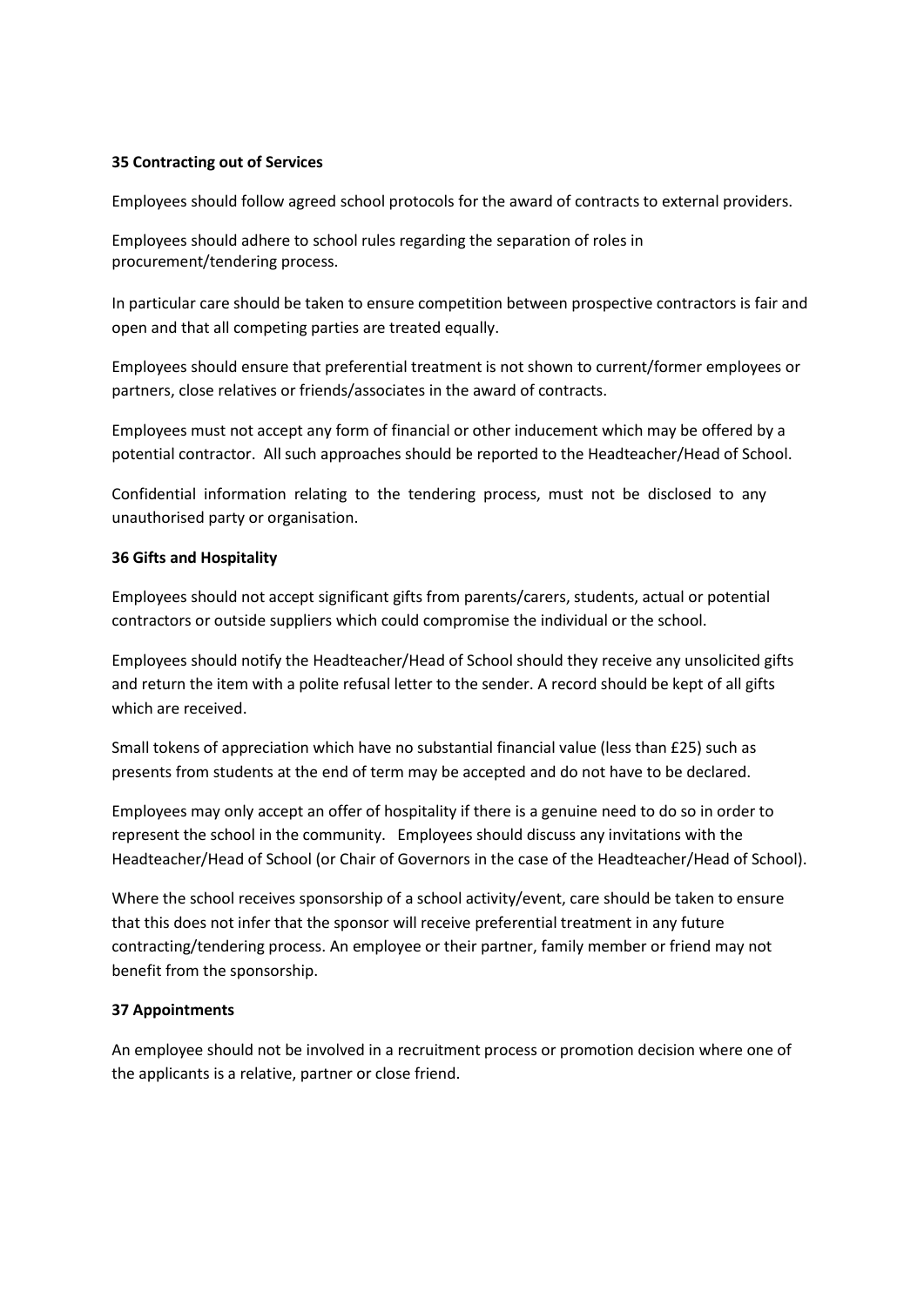**35 Contracting out of Services**

Employees should follow agreed school protocols for the award of contracts to external providers.

Employees should adhere to school rules regarding the separation of roles in procurement/tendering process.

In particular care should be taken to ensure competition between prospective contractors is fair and open and that all competing parties are treated equally.

Employees should ensure that preferential treatment is not shown to current/former employees or partners, close relatives or friends/associates in the award of contracts.

Employees must not accept any form of financial or other inducement which may be offered by a potential contractor. All such approaches should be reported to the Headteacher/Head of School.

Confidential information relating to the tendering process, must not be disclosed to any unauthorised party or organisation.

**36 Gifts and Hospitality**

Employees should not accept significant gifts from parents/carers, students, actual or potential contractors or outside suppliers which could compromise the individual or the school.

Employees should notify the Headteacher/Head of School should they receive any unsolicited gifts and return the item with a polite refusal letter to the sender. A record should be kept of all gifts which are received.

Small tokens of appreciation which have no substantial financial value (less than £25) such as presents from students at the end of term may be accepted and do not have to be declared.

Employees may only accept an offer of hospitality if there is a genuine need to do so in order to represent the school in the community. Employees should discuss any invitations with the Headteacher/Head of School (or Chair of Governors in the case of the Headteacher/Head of School).

Where the school receives sponsorship of a school activity/event, care should be taken to ensure that this does not infer that the sponsor will receive preferential treatment in any future contracting/tendering process. An employee or their partner, family member or friend may not benefit from the sponsorship.

**37 Appointments**

An employee should not be involved in a recruitment process or promotion decision where one of the applicants is a relative, partner or close friend.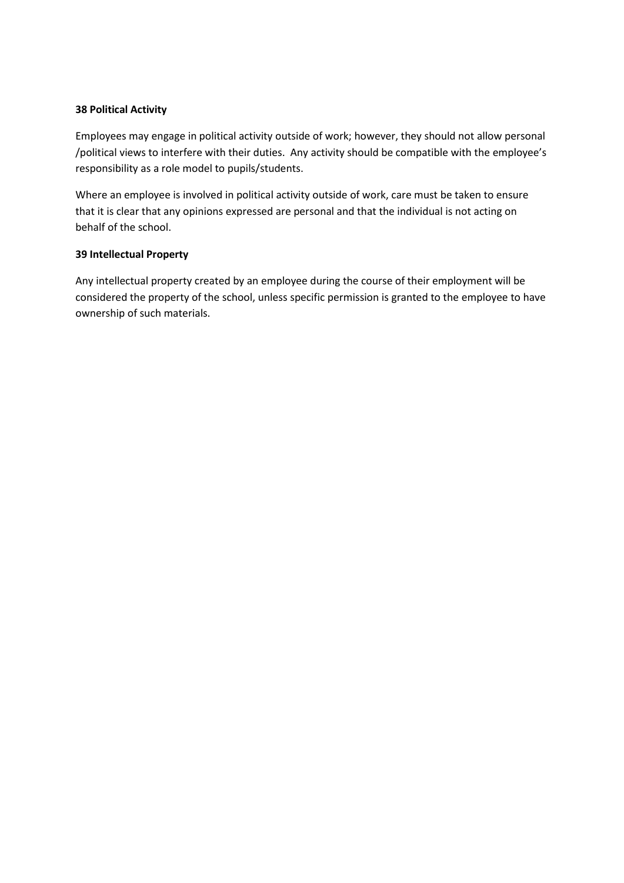**38 Political Activity**

Employees may engage in political activity outside of work; however, they should not allow personal /political views to interfere with their duties. Any activity should be compatible with the employee's responsibility as a role model to pupils/students.

Where an employee is involved in political activity outside of work, care must be taken to ensure that it is clear that any opinions expressed are personal and that the individual is not acting on behalf of the school.

**39 Intellectual Property**

Any intellectual property created by an employee during the course of their employment will be considered the property of the school, unless specific permission is granted to the employee to have ownership of such materials.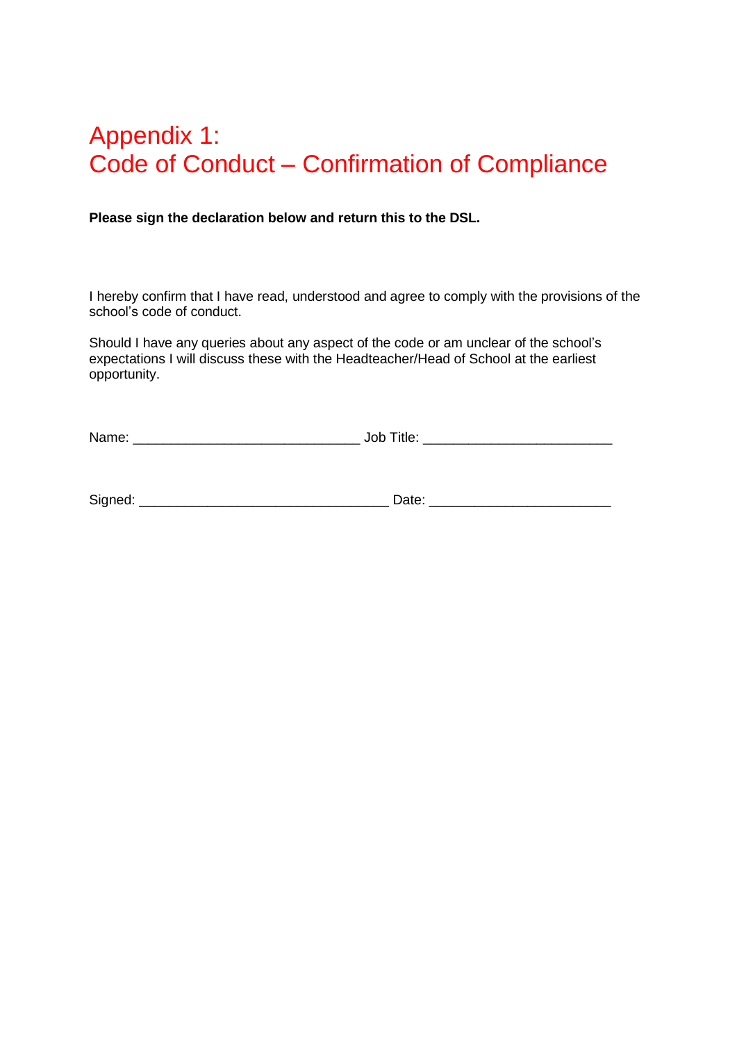# Appendix 1:
# Code of Conduct – Confirmation of Compliance

**Please sign the declaration below and return this to the DSL.**

I hereby confirm that I have read, understood and agree to comply with the provisions of the school's code of conduct.

Should I have any queries about any aspect of the code or am unclear of the school's expectations I will discuss these with the Headteacher/Head of School at the earliest opportunity.

Name: ______________________________ Job Title: _________________________

Signed: _________________________________ Date: ________________________